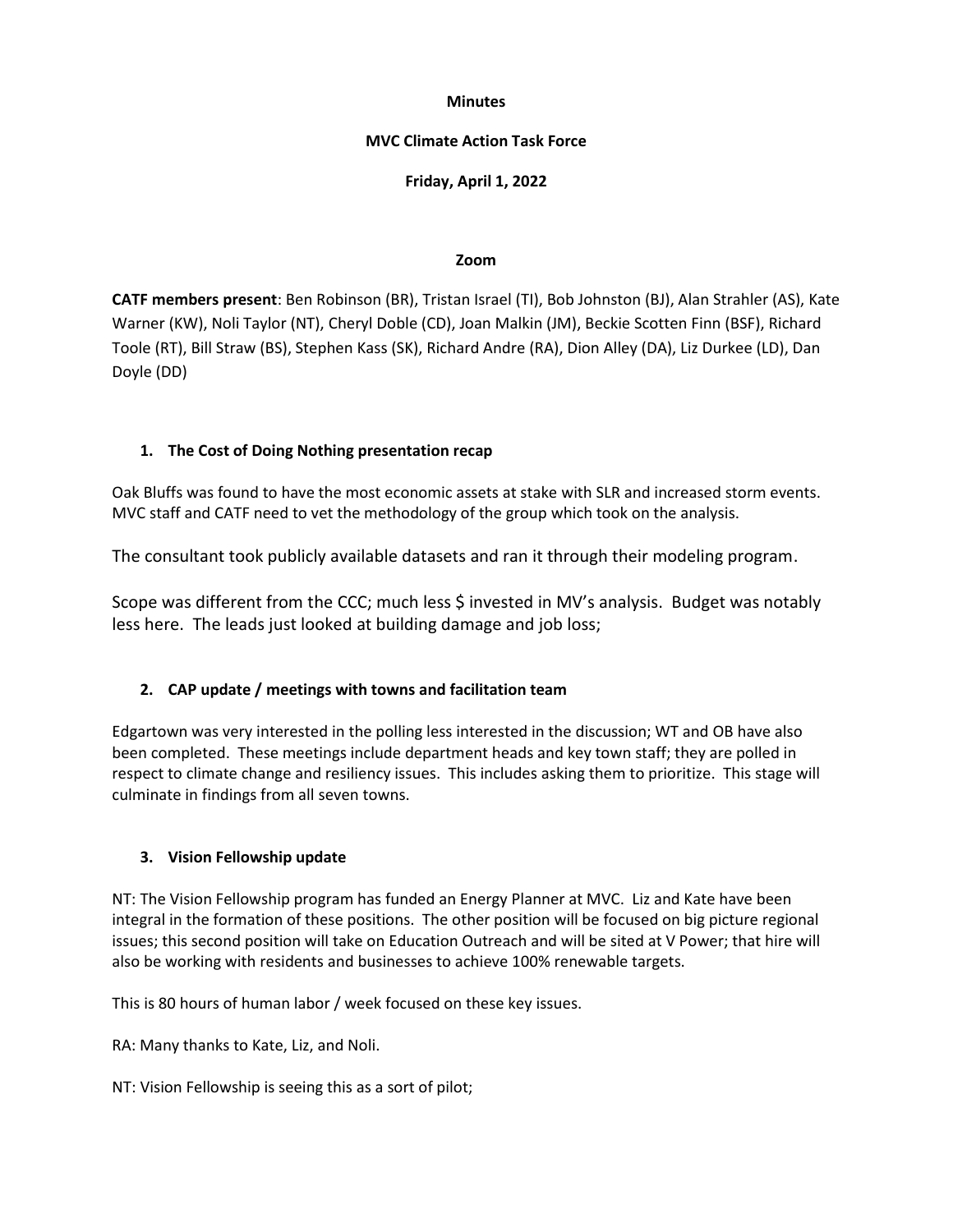**Minutes**

**MVC Climate Action Task Force**

**Friday, April 1, 2022**

**Zoom**

**CATF members present**: Ben Robinson (BR), Tristan Israel (TI), Bob Johnston (BJ), Alan Strahler (AS), Kate Warner (KW), Noli Taylor (NT), Cheryl Doble (CD), Joan Malkin (JM), Beckie Scotten Finn (BSF), Richard Toole (RT), Bill Straw (BS), Stephen Kass (SK), Richard Andre (RA), Dion Alley (DA), Liz Durkee (LD), Dan Doyle (DD)

## 1. The Cost of Doing Nothing presentation recap

Oak Bluffs was found to have the most economic assets at stake with SLR and increased storm events. MVC staff and CATF need to vet the methodology of the group which took on the analysis.

The consultant took publicly available datasets and ran it through their modeling program.

Scope was different from the CCC; much less $ invested in MV's analysis. Budget was notably less here. The leads just looked at building damage and job loss;

## 2. CAP update / meetings with towns and facilitation team

Edgartown was very interested in the polling less interested in the discussion; WT and OB have also been completed. These meetings include department heads and key town staff; they are polled in respect to climate change and resiliency issues. This includes asking them to prioritize. This stage will culminate in findings from all seven towns.

## 3. Vision Fellowship update

NT: The Vision Fellowship program has funded an Energy Planner at MVC. Liz and Kate have been integral in the formation of these positions. The other position will be focused on big picture regional issues; this second position will take on Education Outreach and will be sited at V Power; that hire will also be working with residents and businesses to achieve 100% renewable targets.

This is 80 hours of human labor / week focused on these key issues.

RA: Many thanks to Kate, Liz, and Noli.

NT: Vision Fellowship is seeing this as a sort of pilot;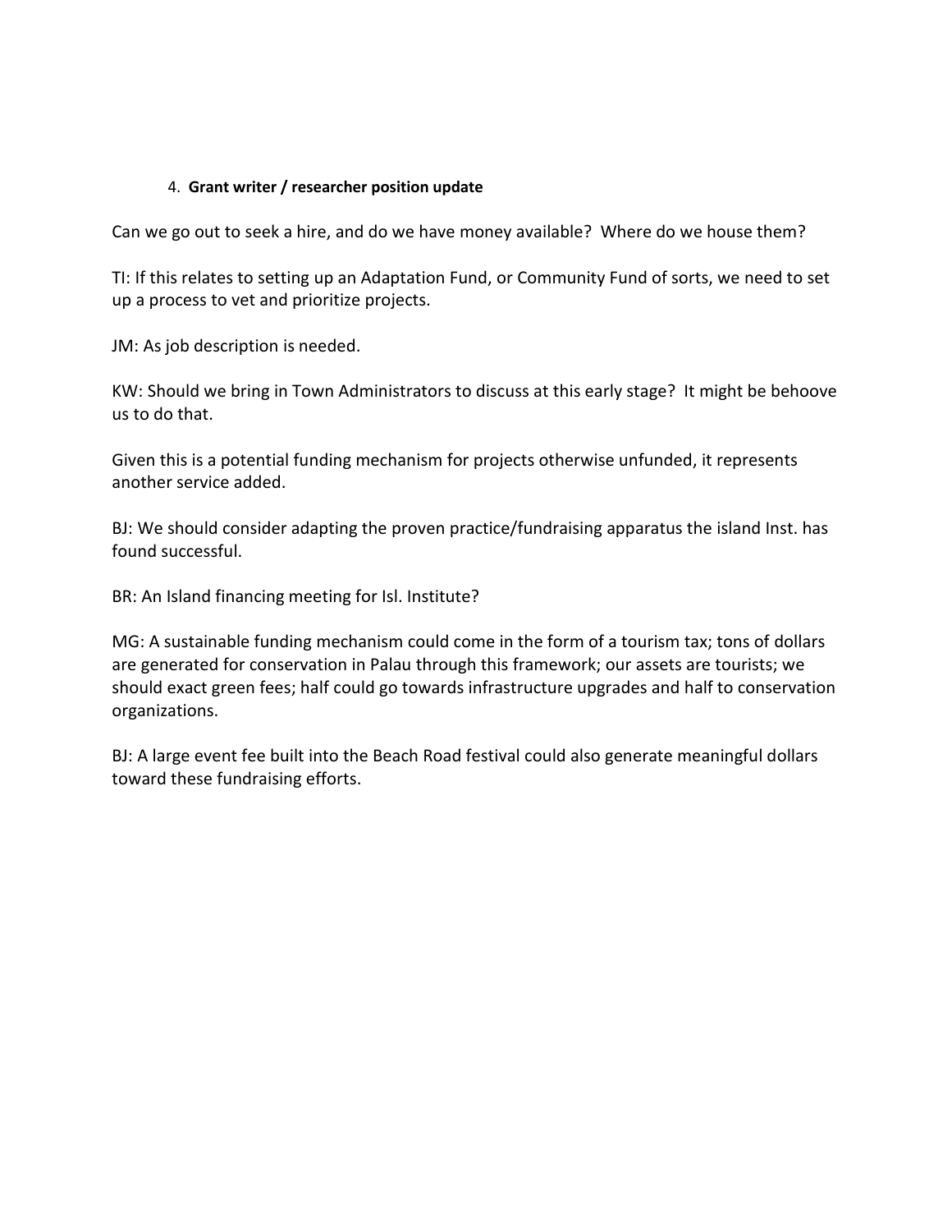4. **Grant writer / researcher position update**

Can we go out to seek a hire, and do we have money available? Where do we house them?

TI: If this relates to setting up an Adaptation Fund, or Community Fund of sorts, we need to set up a process to vet and prioritize projects.

JM: As job description is needed.

KW: Should we bring in Town Administrators to discuss at this early stage? It might be behoove us to do that.

Given this is a potential funding mechanism for projects otherwise unfunded, it represents another service added.

BJ: We should consider adapting the proven practice/fundraising apparatus the island Inst. has found successful.

BR: An Island financing meeting for Isl. Institute?

MG: A sustainable funding mechanism could come in the form of a tourism tax; tons of dollars are generated for conservation in Palau through this framework; our assets are tourists; we should exact green fees; half could go towards infrastructure upgrades and half to conservation organizations.

BJ: A large event fee built into the Beach Road festival could also generate meaningful dollars toward these fundraising efforts.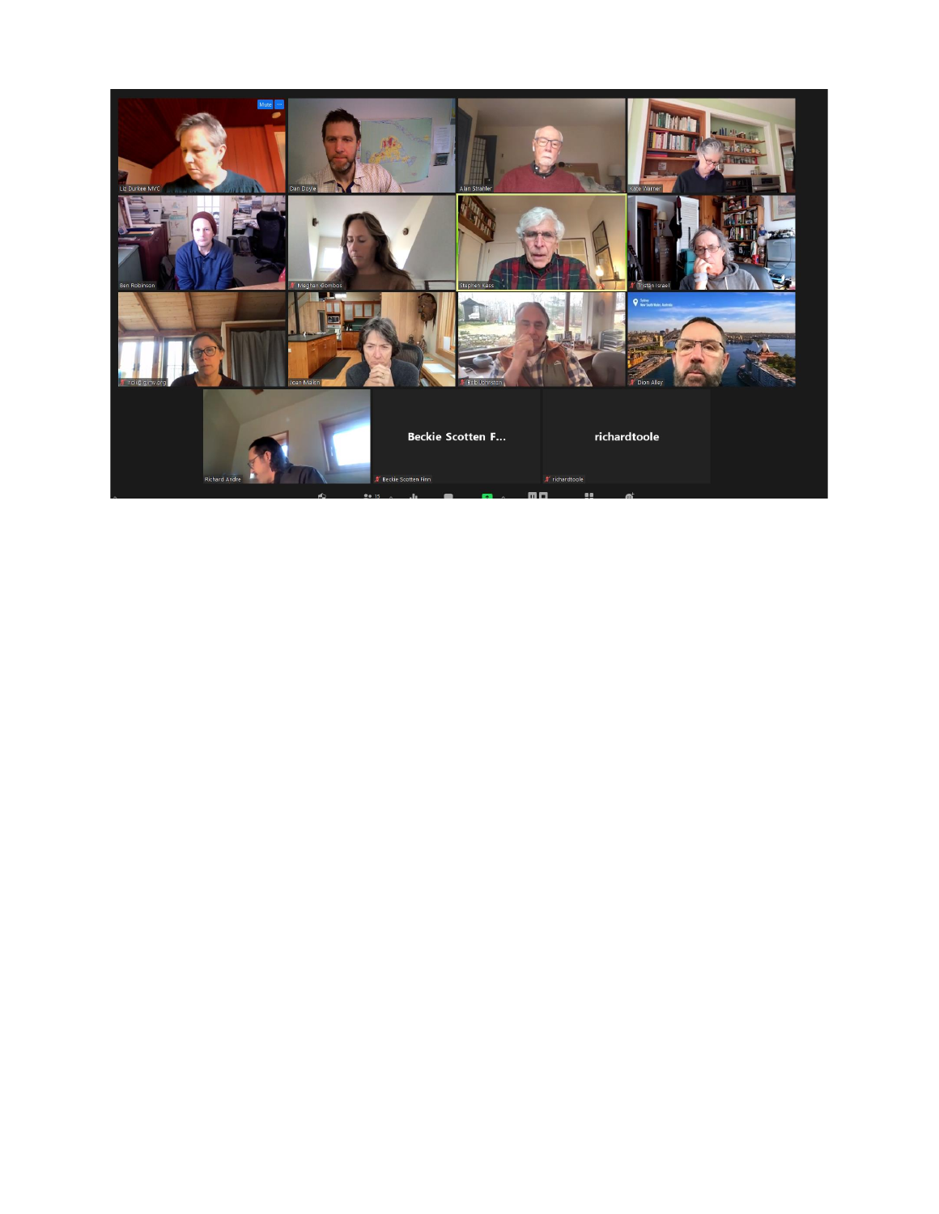Liz Durkee MVC

Dan Doyle

Alan Strahler

Kate Warner

Ben Robinson

Meghan Gombos

Stephen Kass

Tristan Israel

nick@igmv.org

Joan Malkin

Bob Johnston

Dion Alley

Richard Andre

Beckie Scotten F...

Beckie Scotten Finn

richardtoole

richardtoole